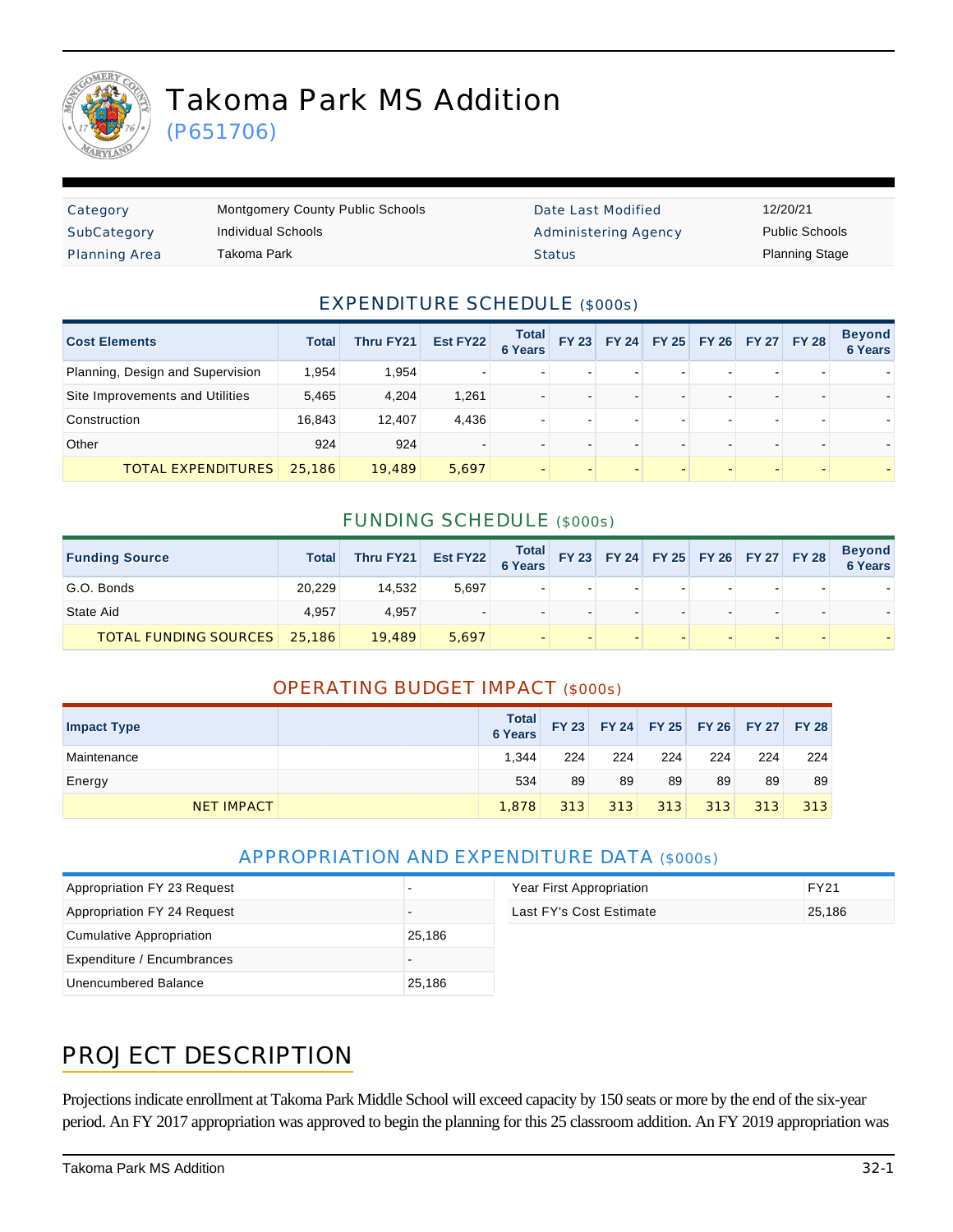# Takoma Park MS Addition

(P651706)

| | | | |
|---|---|---|---|
| Category | Montgomery County Public Schools | Date Last Modified | 12/20/21 |
| SubCategory | Individual Schools | Administering Agency | Public Schools |
| Planning Area | Takoma Park | Status | Planning Stage |

## EXPENDITURE SCHEDULE ($000s)

| Cost Elements | Total | Thru FY21 | Est FY22 | Total 6 Years | FY 23 | FY 24 | FY 25 | FY 26 | FY 27 | FY 28 | Beyond 6 Years |
|---|---|---|---|---|---|---|---|---|---|---|---|
| Planning, Design and Supervision | 1,954 | 1,954 | - | - | - | - | - | - | - | - | - |
| Site Improvements and Utilities | 5,465 | 4,204 | 1,261 | - | - | - | - | - | - | - | - |
| Construction | 16,843 | 12,407 | 4,436 | - | - | - | - | - | - | - | - |
| Other | 924 | 924 | - | - | - | - | - | - | - | - | - |
| TOTAL EXPENDITURES | 25,186 | 19,489 | 5,697 | - | - | - | - | - | - | - | - |

## FUNDING SCHEDULE ($000s)

| Funding Source | Total | Thru FY21 | Est FY22 | Total 6 Years | FY 23 | FY 24 | FY 25 | FY 26 | FY 27 | FY 28 | Beyond 6 Years |
|---|---|---|---|---|---|---|---|---|---|---|---|
| G.O. Bonds | 20,229 | 14,532 | 5,697 | - | - | - | - | - | - | - | - |
| State Aid | 4,957 | 4,957 | - | - | - | - | - | - | - | - | - |
| TOTAL FUNDING SOURCES | 25,186 | 19,489 | 5,697 | - | - | - | - | - | - | - | - |

## OPERATING BUDGET IMPACT ($000s)

| Impact Type | Total 6 Years | FY 23 | FY 24 | FY 25 | FY 26 | FY 27 | FY 28 |
|---|---|---|---|---|---|---|---|
| Maintenance | 1,344 | 224 | 224 | 224 | 224 | 224 | 224 |
| Energy | 534 | 89 | 89 | 89 | 89 | 89 | 89 |
| NET IMPACT | 1,878 | 313 | 313 | 313 | 313 | 313 | 313 |

## APPROPRIATION AND EXPENDITURE DATA ($000s)

| | |
|---|---|
| Appropriation FY 23 Request | - |
| Appropriation FY 24 Request | - |
| Cumulative Appropriation | 25,186 |
| Expenditure / Encumbrances | - |
| Unencumbered Balance | 25,186 |

| | |
|---|---|
| Year First Appropriation | FY21 |
| Last FY's Cost Estimate | 25,186 |

## PROJECT DESCRIPTION

Projections indicate enrollment at Takoma Park Middle School will exceed capacity by 150 seats or more by the end of the six-year period. An FY 2017 appropriation was approved to begin the planning for this 25 classroom addition. An FY 2019 appropriation was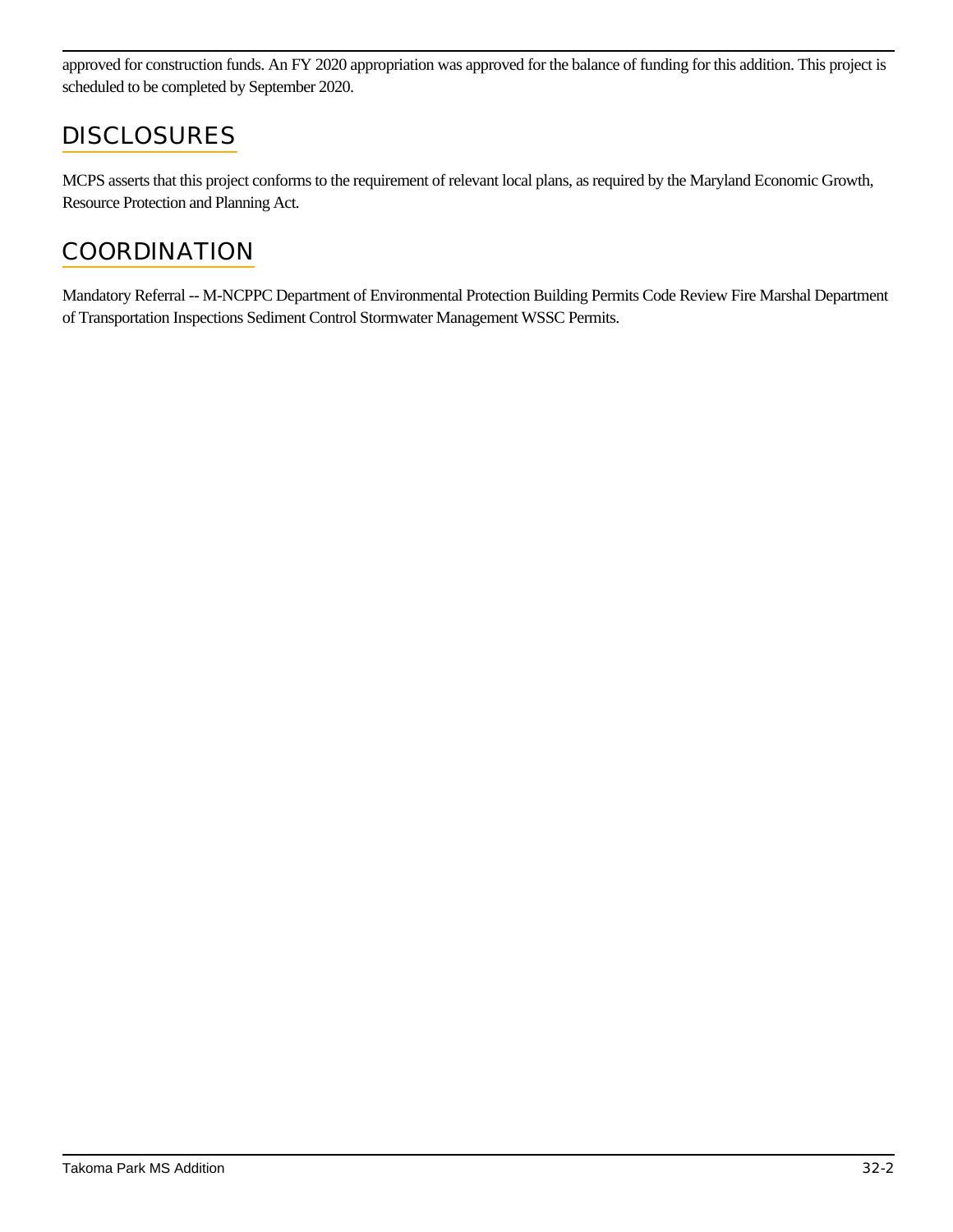approved for construction funds. An FY 2020 appropriation was approved for the balance of funding for this addition. This project is scheduled to be completed by September 2020.

## DISCLOSURES

MCPS asserts that this project conforms to the requirement of relevant local plans, as required by the Maryland Economic Growth, Resource Protection and Planning Act.

## COORDINATION

Mandatory Referral -- M-NCPPC Department of Environmental Protection Building Permits Code Review Fire Marshal Department of Transportation Inspections Sediment Control Stormwater Management WSSC Permits.